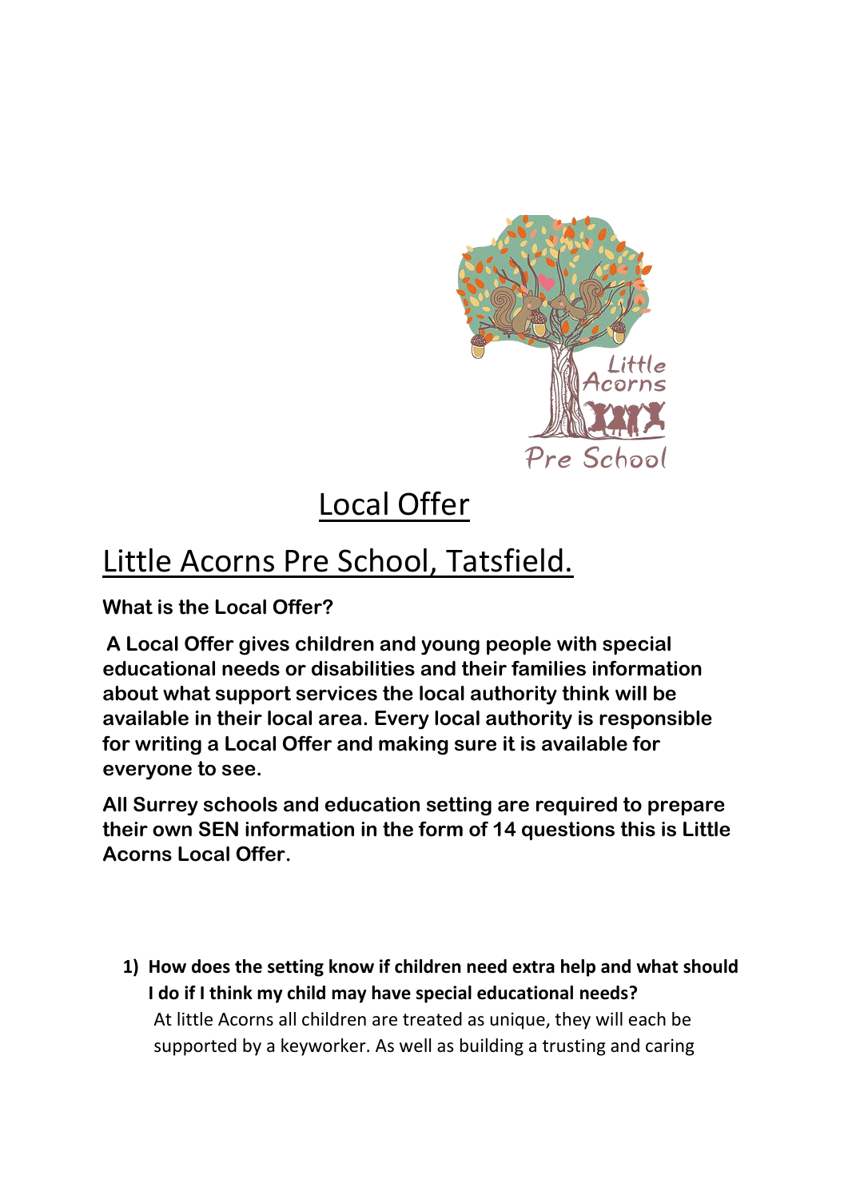# Local Offer

## Little Acorns Pre School, Tatsfield.

**What is the Local Offer?**

**A Local Offer gives children and young people with special educational needs or disabilities and their families information about what support services the local authority think will be available in their local area. Every local authority is responsible for writing a Local Offer and making sure it is available for everyone to see.**

**All Surrey schools and education setting are required to prepare their own SEN information in the form of 14 questions this is Little Acorns Local Offer.**

1) **How does the setting know if children need extra help and what should I do if I think my child may have special educational needs?**
   At little Acorns all children are treated as unique, they will each be supported by a keyworker. As well as building a trusting and caring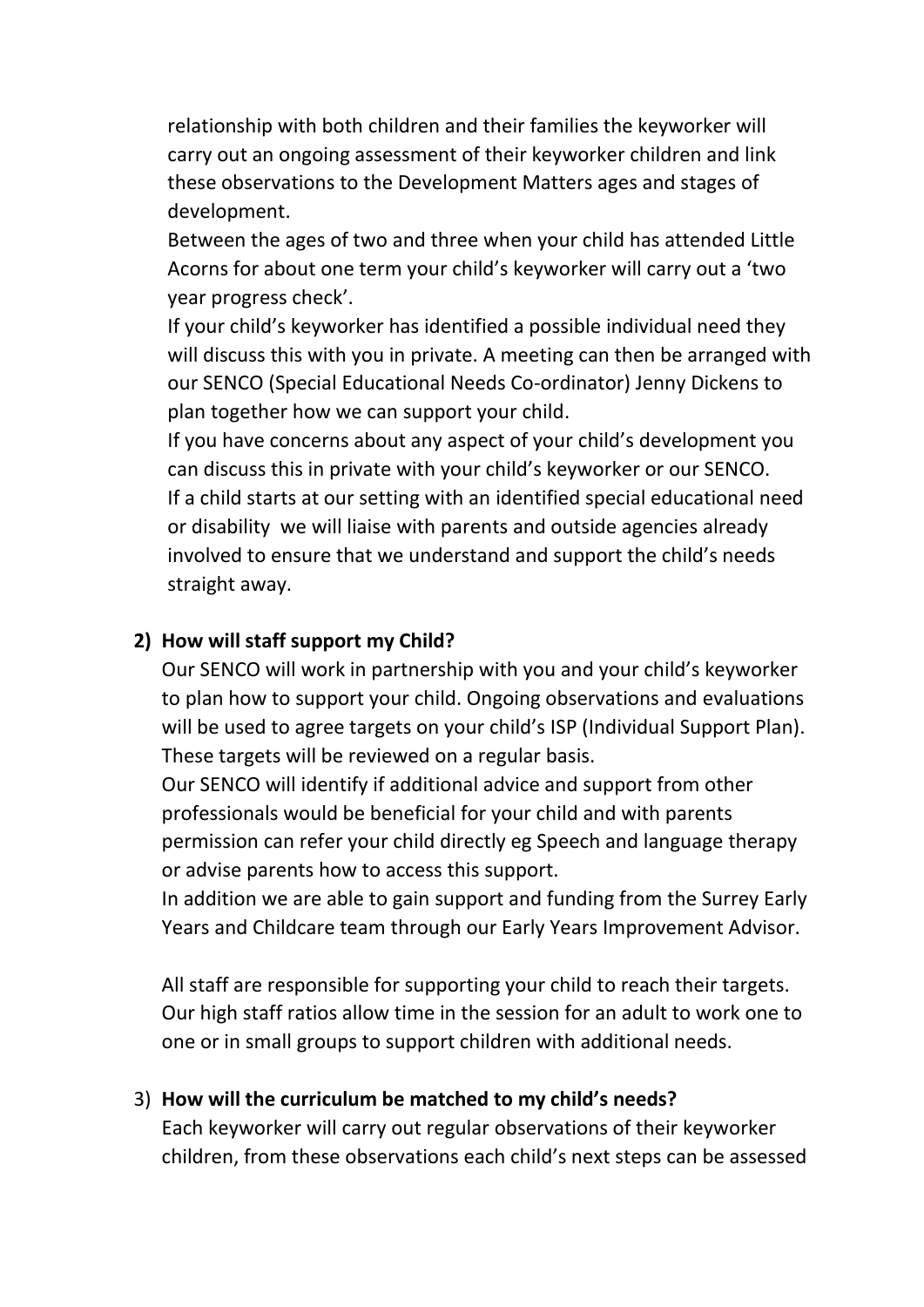relationship with both children and their families the keyworker will carry out an ongoing assessment of their keyworker children and link these observations to the Development Matters ages and stages of development.

Between the ages of two and three when your child has attended Little Acorns for about one term your child's keyworker will carry out a 'two year progress check'.

If your child's keyworker has identified a possible individual need they will discuss this with you in private. A meeting can then be arranged with our SENCO (Special Educational Needs Co-ordinator) Jenny Dickens to plan together how we can support your child.

If you have concerns about any aspect of your child's development you can discuss this in private with your child's keyworker or our SENCO.

If a child starts at our setting with an identified special educational need or disability we will liaise with parents and outside agencies already involved to ensure that we understand and support the child's needs straight away.

2) **How will staff support my Child?**

Our SENCO will work in partnership with you and your child's keyworker to plan how to support your child. Ongoing observations and evaluations will be used to agree targets on your child's ISP (Individual Support Plan). These targets will be reviewed on a regular basis.

Our SENCO will identify if additional advice and support from other professionals would be beneficial for your child and with parents permission can refer your child directly eg Speech and language therapy or advise parents how to access this support.

In addition we are able to gain support and funding from the Surrey Early Years and Childcare team through our Early Years Improvement Advisor.

All staff are responsible for supporting your child to reach their targets. Our high staff ratios allow time in the session for an adult to work one to one or in small groups to support children with additional needs.

3) **How will the curriculum be matched to my child's needs?**

Each keyworker will carry out regular observations of their keyworker children, from these observations each child's next steps can be assessed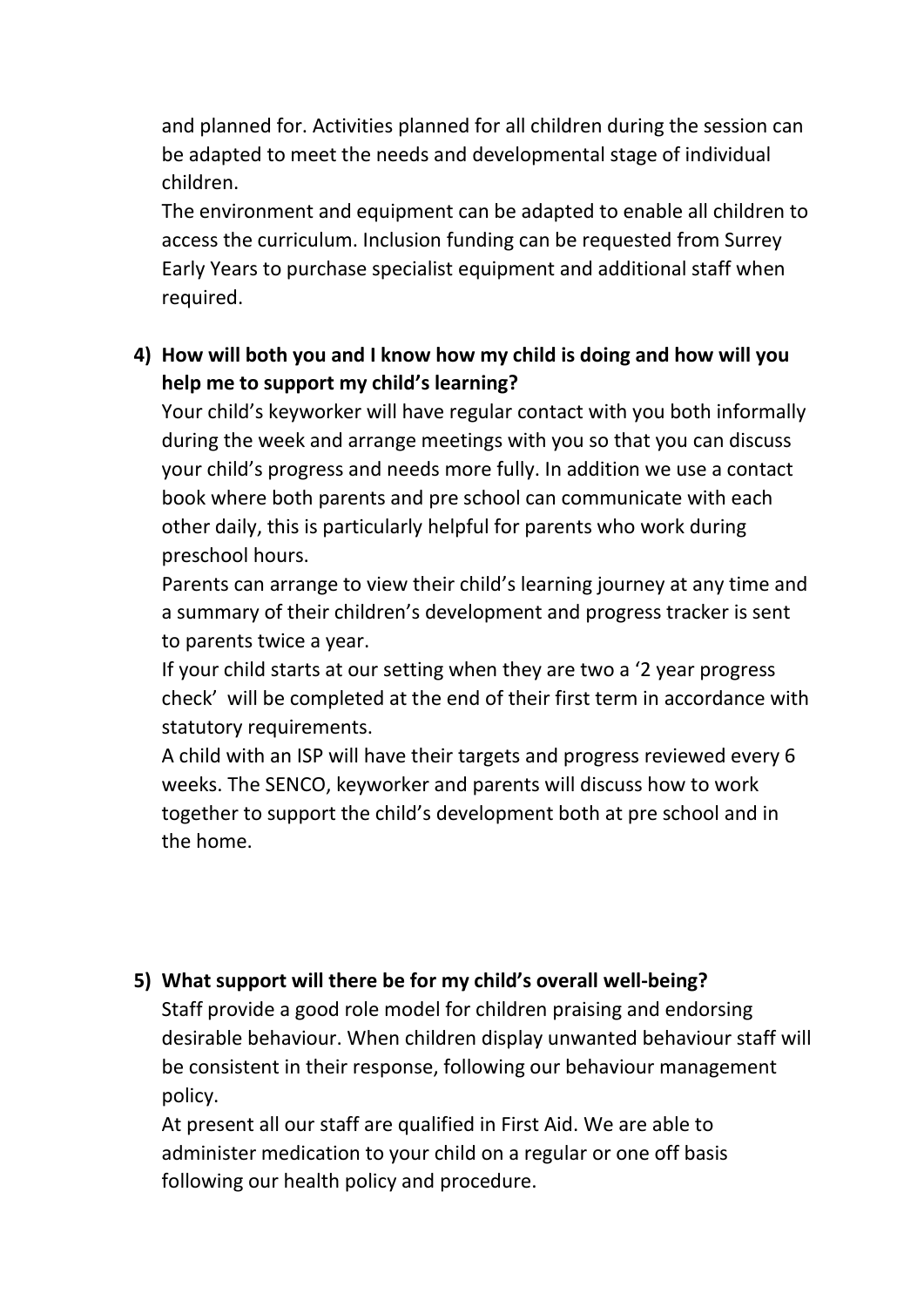and planned for. Activities planned for all children during the session can be adapted to meet the needs and developmental stage of individual children.

The environment and equipment can be adapted to enable all children to access the curriculum. Inclusion funding can be requested from Surrey Early Years to purchase specialist equipment and additional staff when required.

4) **How will both you and I know how my child is doing and how will you help me to support my child's learning?**

   Your child's keyworker will have regular contact with you both informally during the week and arrange meetings with you so that you can discuss your child's progress and needs more fully. In addition we use a contact book where both parents and pre school can communicate with each other daily, this is particularly helpful for parents who work during preschool hours.

   Parents can arrange to view their child's learning journey at any time and a summary of their children's development and progress tracker is sent to parents twice a year.

   If your child starts at our setting when they are two a '2 year progress check' will be completed at the end of their first term in accordance with statutory requirements.

   A child with an ISP will have their targets and progress reviewed every 6 weeks. The SENCO, keyworker and parents will discuss how to work together to support the child's development both at pre school and in the home.

5) **What support will there be for my child's overall well-being?**

   Staff provide a good role model for children praising and endorsing desirable behaviour. When children display unwanted behaviour staff will be consistent in their response, following our behaviour management policy.

   At present all our staff are qualified in First Aid. We are able to administer medication to your child on a regular or one off basis following our health policy and procedure.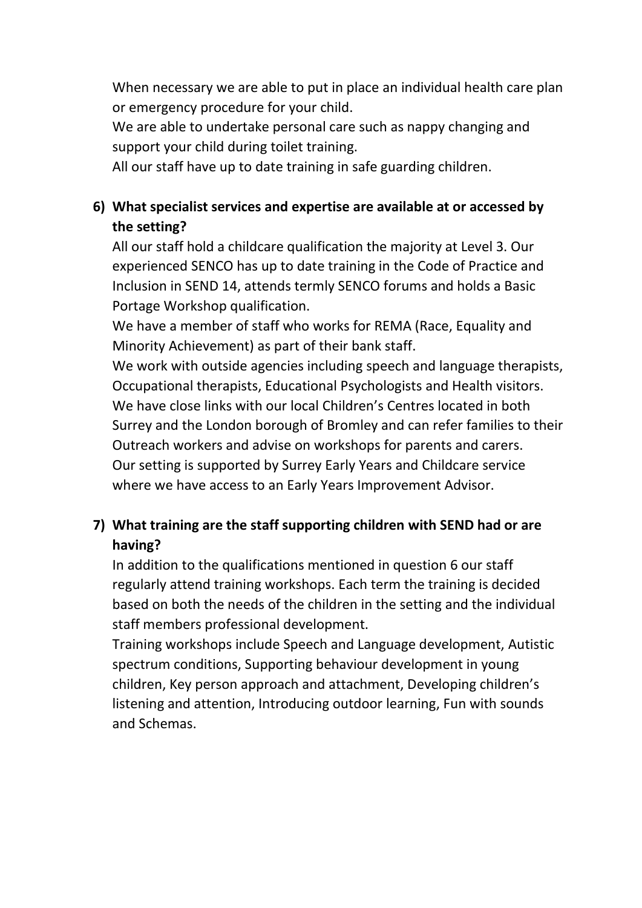When necessary we are able to put in place an individual health care plan or emergency procedure for your child.

We are able to undertake personal care such as nappy changing and support your child during toilet training.

All our staff have up to date training in safe guarding children.

6) **What specialist services and expertise are available at or accessed by the setting?**

   All our staff hold a childcare qualification the majority at Level 3. Our experienced SENCO has up to date training in the Code of Practice and Inclusion in SEND 14, attends termly SENCO forums and holds a Basic Portage Workshop qualification.

   We have a member of staff who works for REMA (Race, Equality and Minority Achievement) as part of their bank staff.

   We work with outside agencies including speech and language therapists, Occupational therapists, Educational Psychologists and Health visitors.

   We have close links with our local Children's Centres located in both Surrey and the London borough of Bromley and can refer families to their Outreach workers and advise on workshops for parents and carers.

   Our setting is supported by Surrey Early Years and Childcare service where we have access to an Early Years Improvement Advisor.

7) **What training are the staff supporting children with SEND had or are having?**

   In addition to the qualifications mentioned in question 6 our staff regularly attend training workshops. Each term the training is decided based on both the needs of the children in the setting and the individual staff members professional development.

   Training workshops include Speech and Language development, Autistic spectrum conditions, Supporting behaviour development in young children, Key person approach and attachment, Developing children's listening and attention, Introducing outdoor learning, Fun with sounds and Schemas.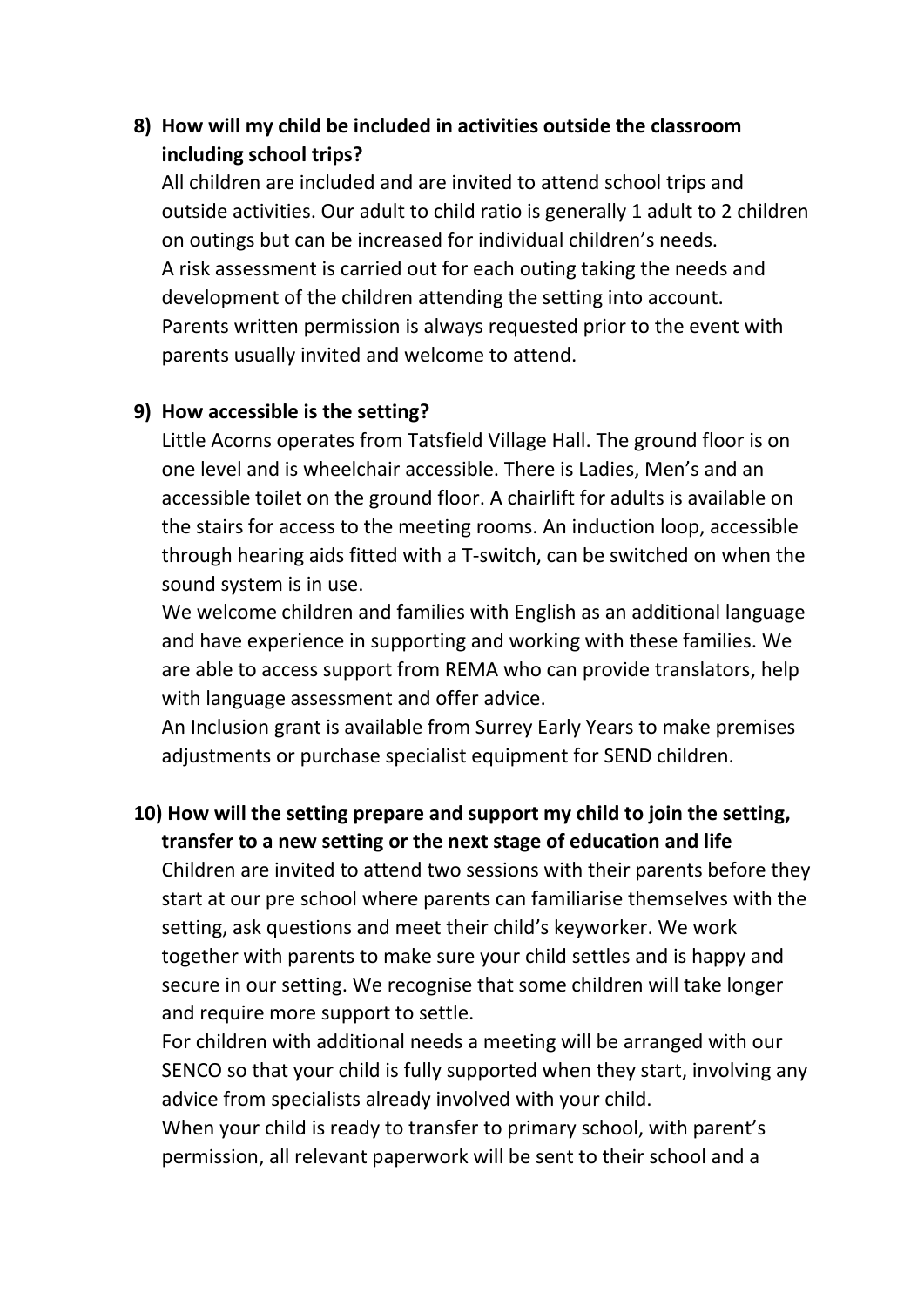**8) How will my child be included in activities outside the classroom including school trips?**

All children are included and are invited to attend school trips and outside activities. Our adult to child ratio is generally 1 adult to 2 children on outings but can be increased for individual children's needs.
A risk assessment is carried out for each outing taking the needs and development of the children attending the setting into account.
Parents written permission is always requested prior to the event with parents usually invited and welcome to attend.

**9) How accessible is the setting?**

Little Acorns operates from Tatsfield Village Hall. The ground floor is on one level and is wheelchair accessible. There is Ladies, Men's and an accessible toilet on the ground floor. A chairlift for adults is available on the stairs for access to the meeting rooms. An induction loop, accessible through hearing aids fitted with a T-switch, can be switched on when the sound system is in use.
We welcome children and families with English as an additional language and have experience in supporting and working with these families. We are able to access support from REMA who can provide translators, help with language assessment and offer advice.
An Inclusion grant is available from Surrey Early Years to make premises adjustments or purchase specialist equipment for SEND children.

**10) How will the setting prepare and support my child to join the setting, transfer to a new setting or the next stage of education and life**

Children are invited to attend two sessions with their parents before they start at our pre school where parents can familiarise themselves with the setting, ask questions and meet their child's keyworker. We work together with parents to make sure your child settles and is happy and secure in our setting. We recognise that some children will take longer and require more support to settle.
For children with additional needs a meeting will be arranged with our SENCO so that your child is fully supported when they start, involving any advice from specialists already involved with your child.
When your child is ready to transfer to primary school, with parent's permission, all relevant paperwork will be sent to their school and a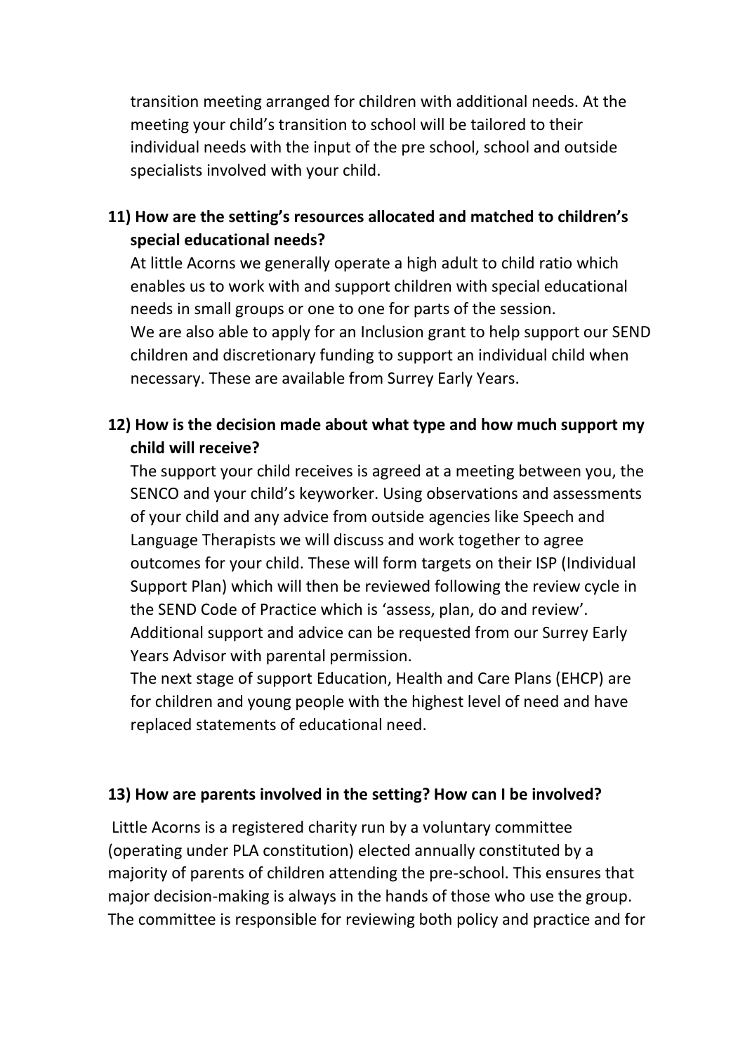transition meeting arranged for children with additional needs. At the meeting your child's transition to school will be tailored to their individual needs with the input of the pre school, school and outside specialists involved with your child.

**11) How are the setting's resources allocated and matched to children's special educational needs?**

At little Acorns we generally operate a high adult to child ratio which enables us to work with and support children with special educational needs in small groups or one to one for parts of the session.
We are also able to apply for an Inclusion grant to help support our SEND children and discretionary funding to support an individual child when necessary. These are available from Surrey Early Years.

**12) How is the decision made about what type and how much support my child will receive?**

The support your child receives is agreed at a meeting between you, the SENCO and your child's keyworker. Using observations and assessments of your child and any advice from outside agencies like Speech and Language Therapists we will discuss and work together to agree outcomes for your child. These will form targets on their ISP (Individual Support Plan) which will then be reviewed following the review cycle in the SEND Code of Practice which is 'assess, plan, do and review'.
Additional support and advice can be requested from our Surrey Early Years Advisor with parental permission.
The next stage of support Education, Health and Care Plans (EHCP) are for children and young people with the highest level of need and have replaced statements of educational need.

**13) How are parents involved in the setting? How can I be involved?**

Little Acorns is a registered charity run by a voluntary committee (operating under PLA constitution) elected annually constituted by a majority of parents of children attending the pre-school. This ensures that major decision-making is always in the hands of those who use the group. The committee is responsible for reviewing both policy and practice and for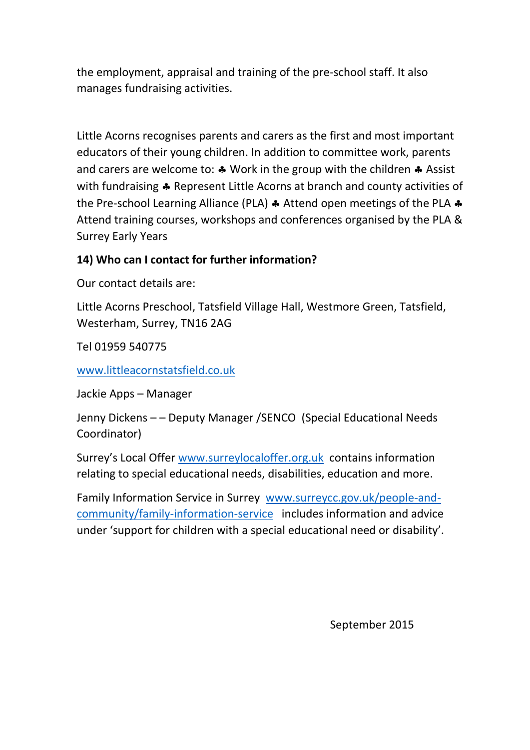the employment, appraisal and training of the pre-school staff. It also manages fundraising activities.

Little Acorns recognises parents and carers as the first and most important educators of their young children. In addition to committee work, parents and carers are welcome to: ♣ Work in the group with the children ♣ Assist with fundraising ♣ Represent Little Acorns at branch and county activities of the Pre-school Learning Alliance (PLA) ♣ Attend open meetings of the PLA ♣ Attend training courses, workshops and conferences organised by the PLA & Surrey Early Years

**14) Who can I contact for further information?**

Our contact details are:

Little Acorns Preschool, Tatsfield Village Hall, Westmore Green, Tatsfield, Westerham, Surrey, TN16 2AG

Tel 01959 540775

www.littleacornstatsfield.co.uk

Jackie Apps – Manager

Jenny Dickens – – Deputy Manager /SENCO (Special Educational Needs Coordinator)

Surrey's Local Offer www.surreylocaloffer.org.uk contains information relating to special educational needs, disabilities, education and more.

Family Information Service in Surrey www.surreycc.gov.uk/people-and-community/family-information-service includes information and advice under 'support for children with a special educational need or disability'.

September 2015